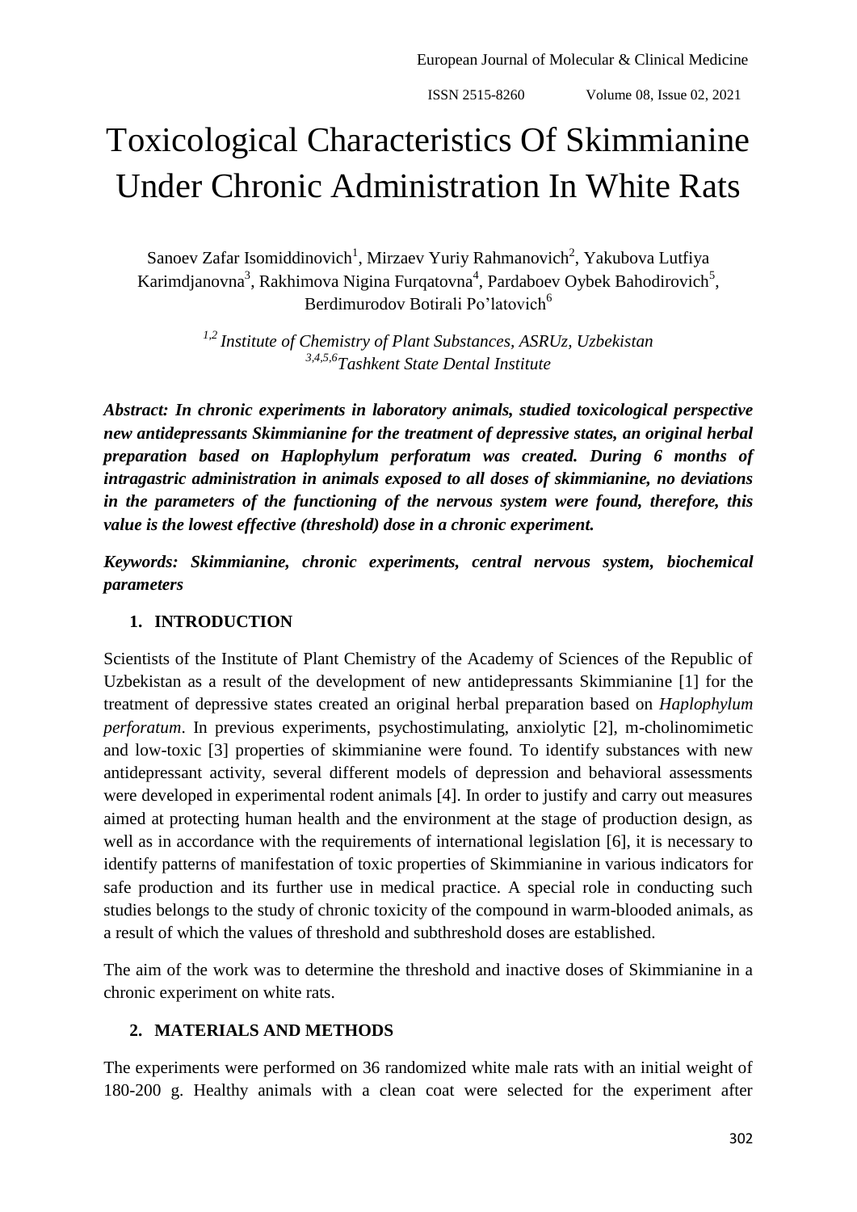# Toxicological Characteristics Of Skimmianine Under Chronic Administration In White Rats

Sanoev Zafar Isomiddinovich[1], Mirzaev Yuriy Rahmanovich[2], Yakubova Lutfiya Karimdjanovna[3], Rakhimova Nigina Furqatovna[4], Pardaboev Oybek Bahodirovich[5], Berdimurodov Botirali Po'latovich[6]

*[1,2] Institute of Chemistry of Plant Substances, ASRUz, Uzbekistan*
*[3,4,5,6] Tashkent State Dental Institute*

***Abstract: In chronic experiments in laboratory animals, studied toxicological perspective new antidepressants Skimmianine for the treatment of depressive states, an original herbal preparation based on Haplophylum perforatum was created. During 6 months of intragastric administration in animals exposed to all doses of skimmianine, no deviations in the parameters of the functioning of the nervous system were found, therefore, this value is the lowest effective (threshold) dose in a chronic experiment.***

***Keywords: Skimmianine, chronic experiments, central nervous system, biochemical parameters***

## 1. INTRODUCTION

Scientists of the Institute of Plant Chemistry of the Academy of Sciences of the Republic of Uzbekistan as a result of the development of new antidepressants Skimmianine [1] for the treatment of depressive states created an original herbal preparation based on *Haplophylum perforatum*. In previous experiments, psychostimulating, anxiolytic [2], m-cholinomimetic and low-toxic [3] properties of skimmianine were found. To identify substances with new antidepressant activity, several different models of depression and behavioral assessments were developed in experimental rodent animals [4]. In order to justify and carry out measures aimed at protecting human health and the environment at the stage of production design, as well as in accordance with the requirements of international legislation [6], it is necessary to identify patterns of manifestation of toxic properties of Skimmianine in various indicators for safe production and its further use in medical practice. A special role in conducting such studies belongs to the study of chronic toxicity of the compound in warm-blooded animals, as a result of which the values of threshold and subthreshold doses are established.

The aim of the work was to determine the threshold and inactive doses of Skimmianine in a chronic experiment on white rats.

## 2. MATERIALS AND METHODS

The experiments were performed on 36 randomized white male rats with an initial weight of 180-200 g. Healthy animals with a clean coat were selected for the experiment after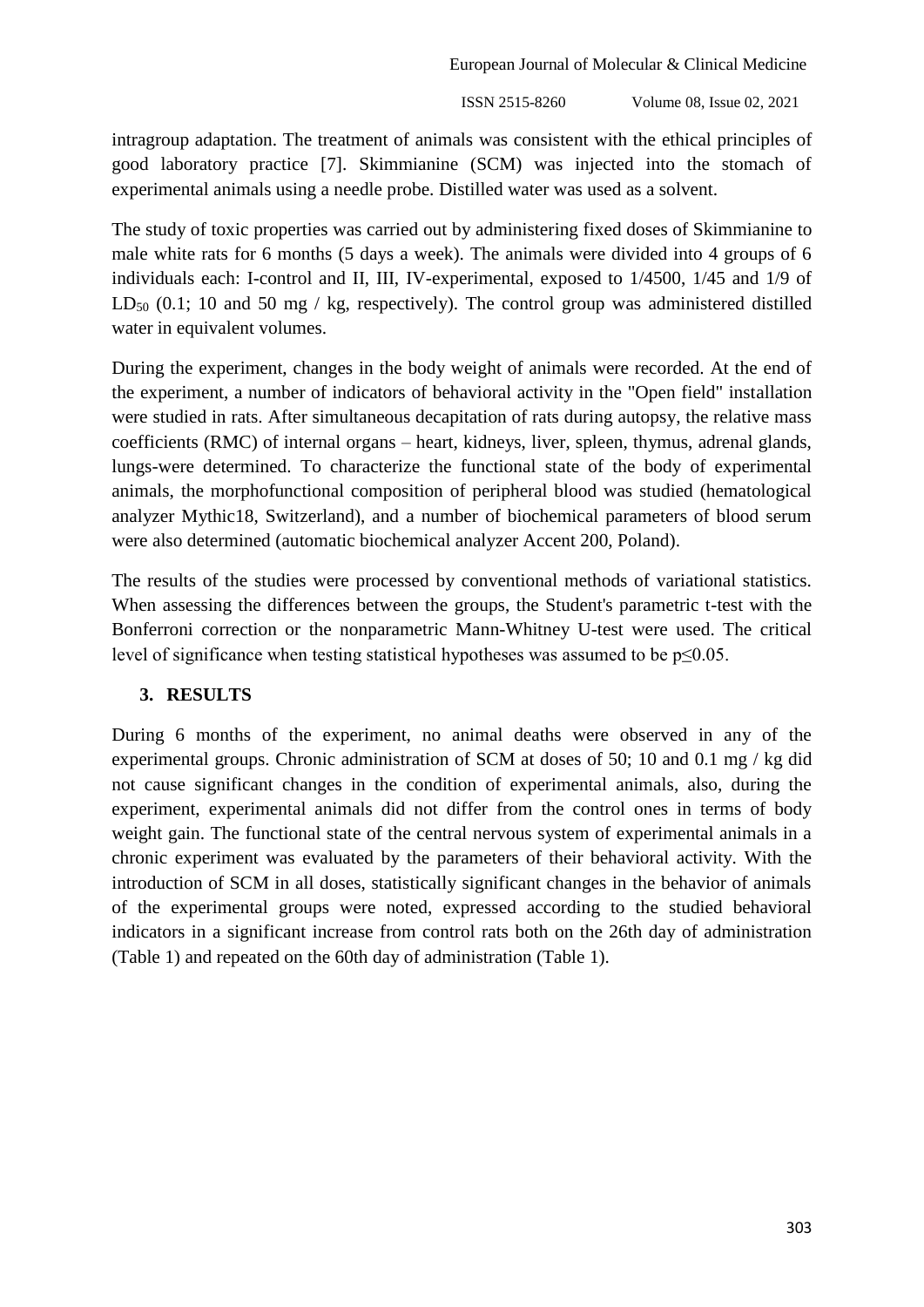intragroup adaptation. The treatment of animals was consistent with the ethical principles of good laboratory practice [7]. Skimmianine (SCM) was injected into the stomach of experimental animals using a needle probe. Distilled water was used as a solvent.

The study of toxic properties was carried out by administering fixed doses of Skimmianine to male white rats for 6 months (5 days a week). The animals were divided into 4 groups of 6 individuals each: I-control and II, III, IV-experimental, exposed to 1/4500, 1/45 and 1/9 of $LD_{50}$ (0.1; 10 and 50 mg / kg, respectively). The control group was administered distilled water in equivalent volumes.

During the experiment, changes in the body weight of animals were recorded. At the end of the experiment, a number of indicators of behavioral activity in the "Open field" installation were studied in rats. After simultaneous decapitation of rats during autopsy, the relative mass coefficients (RMC) of internal organs – heart, kidneys, liver, spleen, thymus, adrenal glands, lungs-were determined. To characterize the functional state of the body of experimental animals, the morphofunctional composition of peripheral blood was studied (hematological analyzer Mythic18, Switzerland), and a number of biochemical parameters of blood serum were also determined (automatic biochemical analyzer Accent 200, Poland).

The results of the studies were processed by conventional methods of variational statistics. When assessing the differences between the groups, the Student's parametric t-test with the Bonferroni correction or the nonparametric Mann-Whitney U-test were used. The critical level of significance when testing statistical hypotheses was assumed to be $p \leq 0.05$.

## 3. RESULTS

During 6 months of the experiment, no animal deaths were observed in any of the experimental groups. Chronic administration of SCM at doses of 50; 10 and 0.1 mg / kg did not cause significant changes in the condition of experimental animals, also, during the experiment, experimental animals did not differ from the control ones in terms of body weight gain. The functional state of the central nervous system of experimental animals in a chronic experiment was evaluated by the parameters of their behavioral activity. With the introduction of SCM in all doses, statistically significant changes in the behavior of animals of the experimental groups were noted, expressed according to the studied behavioral indicators in a significant increase from control rats both on the 26th day of administration (Table 1) and repeated on the 60th day of administration (Table 1).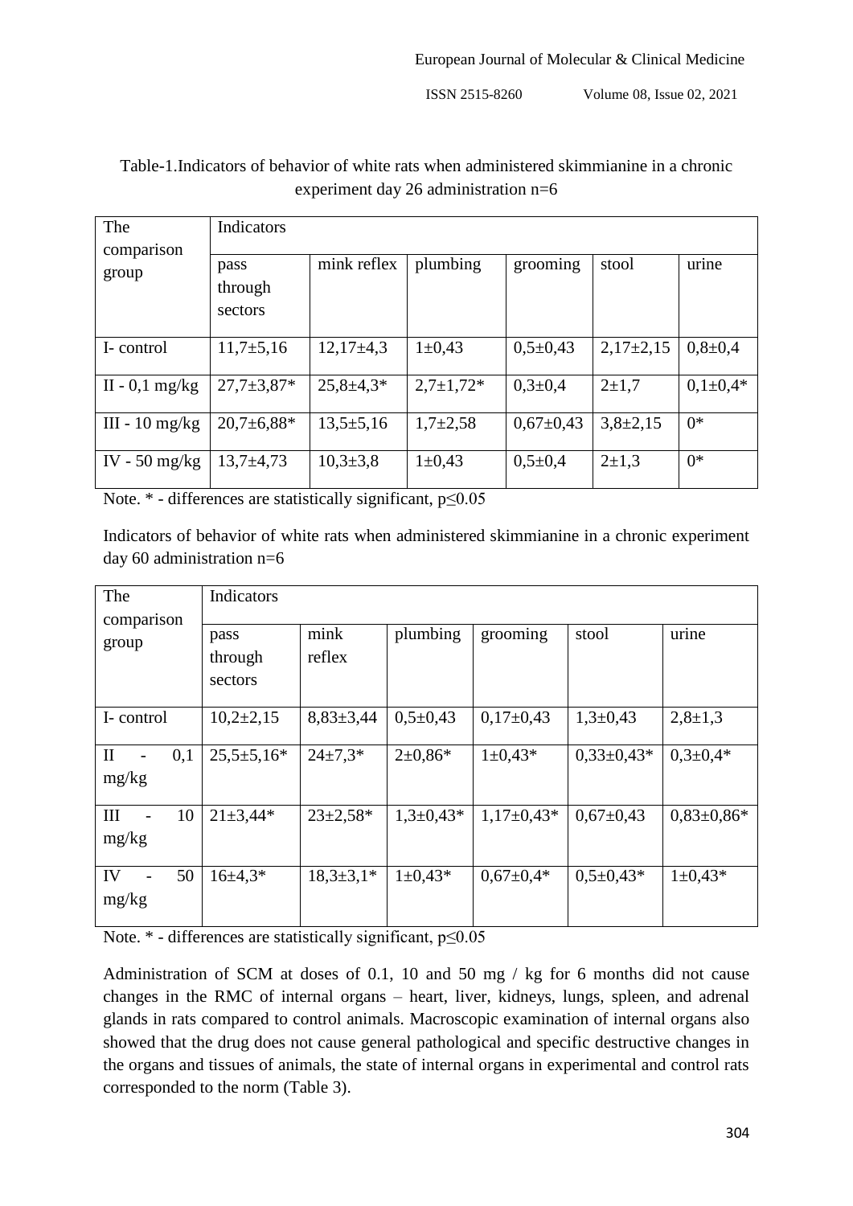Table-1.Indicators of behavior of white rats when administered skimmianine in a chronic experiment day 26 administration n=6

| The comparison group | Indicators | | | | | |
|---|---|---|---|---|---|---|
| | pass through sectors | mink reflex | plumbing | grooming | stool | urine |
| I- control | 11,7±5,16 | 12,17±4,3 | 1±0,43 | 0,5±0,43 | 2,17±2,15 | 0,8±0,4 |
| II - 0,1 mg/kg | 27,7±3,87* | 25,8±4,3* | 2,7±1,72* | 0,3±0,4 | 2±1,7 | 0,1±0,4* |
| III - 10 mg/kg | 20,7±6,88* | 13,5±5,16 | 1,7±2,58 | 0,67±0,43 | 3,8±2,15 | 0* |
| IV - 50 mg/kg | 13,7±4,73 | 10,3±3,8 | 1±0,43 | 0,5±0,4 | 2±1,3 | 0* |

Note. * - differences are statistically significant, p≤0.05

Indicators of behavior of white rats when administered skimmianine in a chronic experiment day 60 administration n=6

| The comparison group | Indicators | | | | | |
|---|---|---|---|---|---|---|
| | pass through sectors | mink reflex | plumbing | grooming | stool | urine |
| I- control | 10,2±2,15 | 8,83±3,44 | 0,5±0,43 | 0,17±0,43 | 1,3±0,43 | 2,8±1,3 |
| II - 0,1 mg/kg | 25,5±5,16* | 24±7,3* | 2±0,86* | 1±0,43* | 0,33±0,43* | 0,3±0,4* |
| III - 10 mg/kg | 21±3,44* | 23±2,58* | 1,3±0,43* | 1,17±0,43* | 0,67±0,43 | 0,83±0,86* |
| IV - 50 mg/kg | 16±4,3* | 18,3±3,1* | 1±0,43* | 0,67±0,4* | 0,5±0,43* | 1±0,43* |

Note. * - differences are statistically significant, p≤0.05

Administration of SCM at doses of 0.1, 10 and 50 mg / kg for 6 months did not cause changes in the RMC of internal organs – heart, liver, kidneys, lungs, spleen, and adrenal glands in rats compared to control animals. Macroscopic examination of internal organs also showed that the drug does not cause general pathological and specific destructive changes in the organs and tissues of animals, the state of internal organs in experimental and control rats corresponded to the norm (Table 3).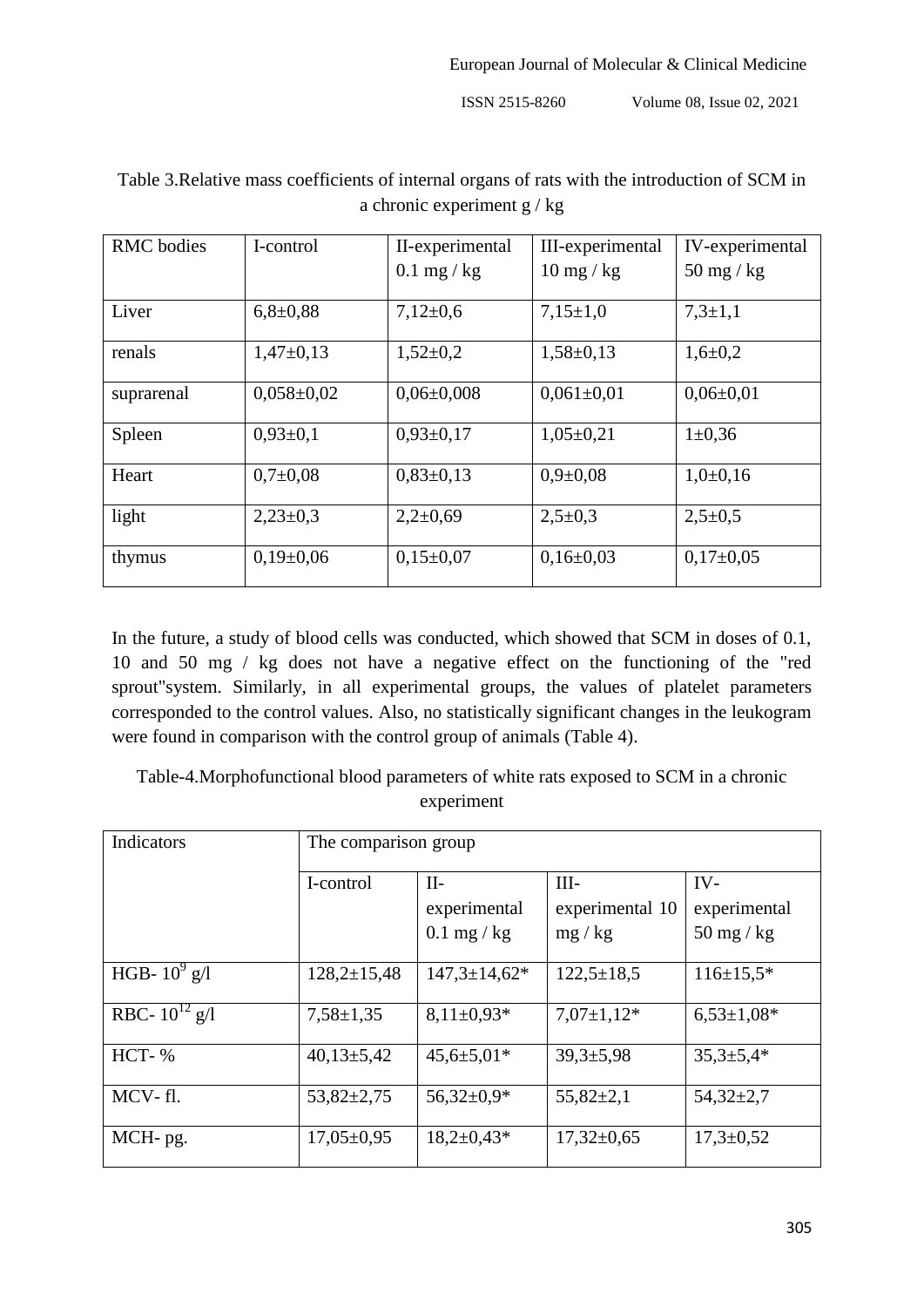Table 3.Relative mass coefficients of internal organs of rats with the introduction of SCM in a chronic experiment g / kg

| RMC bodies | I-control | II-experimental 0.1 mg / kg | III-experimental 10 mg / kg | IV-experimental 50 mg / kg |
|---|---|---|---|---|
| Liver | 6,8±0,88 | 7,12±0,6 | 7,15±1,0 | 7,3±1,1 |
| renals | 1,47±0,13 | 1,52±0,2 | 1,58±0,13 | 1,6±0,2 |
| suprarenal | 0,058±0,02 | 0,06±0,008 | 0,061±0,01 | 0,06±0,01 |
| Spleen | 0,93±0,1 | 0,93±0,17 | 1,05±0,21 | 1±0,36 |
| Heart | 0,7±0,08 | 0,83±0,13 | 0,9±0,08 | 1,0±0,16 |
| light | 2,23±0,3 | 2,2±0,69 | 2,5±0,3 | 2,5±0,5 |
| thymus | 0,19±0,06 | 0,15±0,07 | 0,16±0,03 | 0,17±0,05 |

In the future, a study of blood cells was conducted, which showed that SCM in doses of 0.1, 10 and 50 mg / kg does not have a negative effect on the functioning of the "red sprout"system. Similarly, in all experimental groups, the values of platelet parameters corresponded to the control values. Also, no statistically significant changes in the leukogram were found in comparison with the control group of animals (Table 4).

Table-4.Morphofunctional blood parameters of white rats exposed to SCM in a chronic experiment

| Indicators | The comparison group | | | |
|---|---|---|---|---|
| | I-control | II-experimental 0.1 mg / kg | III-experimental 10 mg / kg | IV-experimental 50 mg / kg |
| HGB- $10^9$ g/l | 128,2±15,48 | 147,3±14,62* | 122,5±18,5 | 116±15,5* |
| RBC- $10^{12}$ g/l | 7,58±1,35 | 8,11±0,93* | 7,07±1,12* | 6,53±1,08* |
| HCT- % | 40,13±5,42 | 45,6±5,01* | 39,3±5,98 | 35,3±5,4* |
| MCV- fl. | 53,82±2,75 | 56,32±0,9* | 55,82±2,1 | 54,32±2,7 |
| MCH- pg. | 17,05±0,95 | 18,2±0,43* | 17,32±0,65 | 17,3±0,52 |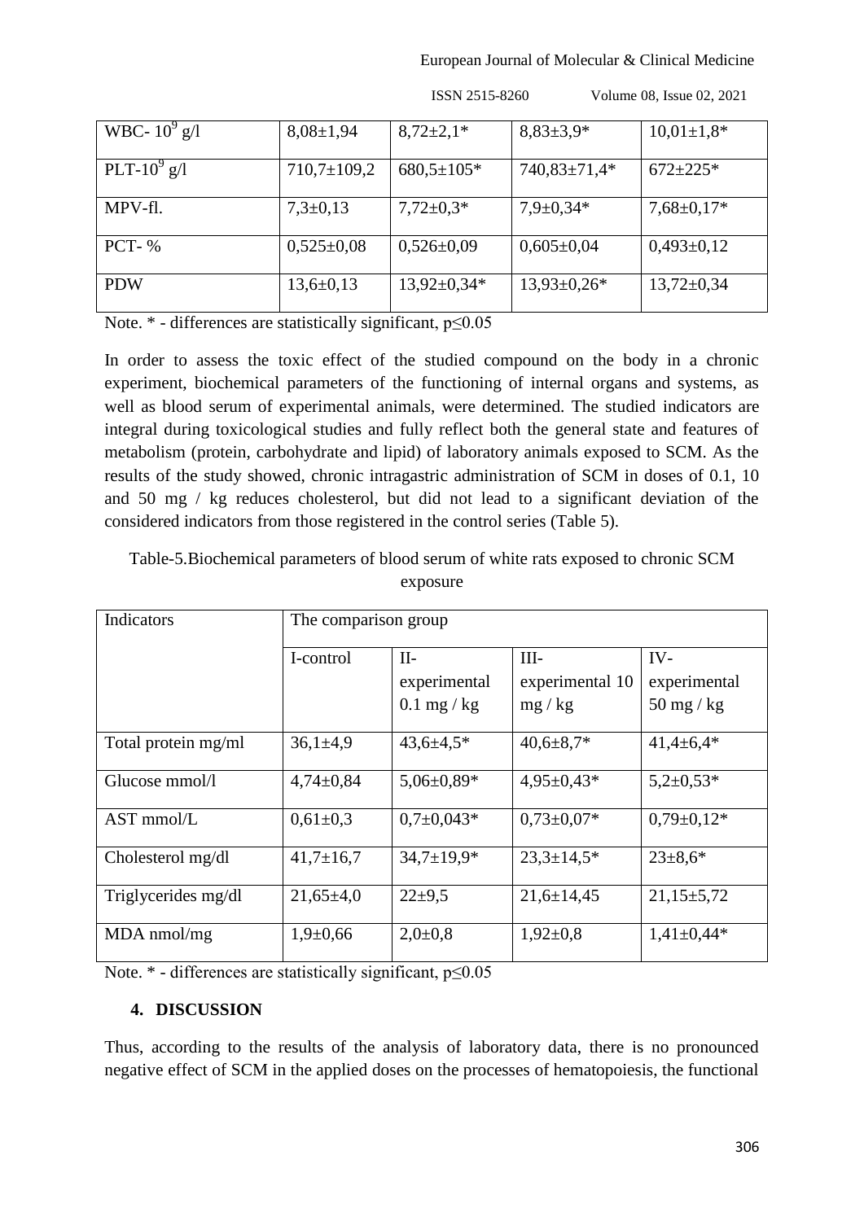| WBC- $10^9$ g/l | 8,08±1,94 | 8,72±2,1* | 8,83±3,9* | 10,01±1,8* |
|---|---|---|---|---|
| PLT-$10^9$ g/l | 710,7±109,2 | 680,5±105* | 740,83±71,4* | 672±225* |
| MPV-fl. | 7,3±0,13 | 7,72±0,3* | 7,9±0,34* | 7,68±0,17* |
| PCT- % | 0,525±0,08 | 0,526±0,09 | 0,605±0,04 | 0,493±0,12 |
| PDW | 13,6±0,13 | 13,92±0,34* | 13,93±0,26* | 13,72±0,34 |

Note. * - differences are statistically significant, p≤0.05

In order to assess the toxic effect of the studied compound on the body in a chronic experiment, biochemical parameters of the functioning of internal organs and systems, as well as blood serum of experimental animals, were determined. The studied indicators are integral during toxicological studies and fully reflect both the general state and features of metabolism (protein, carbohydrate and lipid) of laboratory animals exposed to SCM. As the results of the study showed, chronic intragastric administration of SCM in doses of 0.1, 10 and 50 mg / kg reduces cholesterol, but did not lead to a significant deviation of the considered indicators from those registered in the control series (Table 5).

Table-5.Biochemical parameters of blood serum of white rats exposed to chronic SCM exposure

| Indicators | The comparison group | | | |
|---|---|---|---|---|
| | I-control | II-experimental 0.1 mg / kg | III-experimental 10 mg / kg | IV-experimental 50 mg / kg |
| Total protein mg/ml | 36,1±4,9 | 43,6±4,5* | 40,6±8,7* | 41,4±6,4* |
| Glucose mmol/l | 4,74±0,84 | 5,06±0,89* | 4,95±0,43* | 5,2±0,53* |
| AST mmol/L | 0,61±0,3 | 0,7±0,043* | 0,73±0,07* | 0,79±0,12* |
| Cholesterol mg/dl | 41,7±16,7 | 34,7±19,9* | 23,3±14,5* | 23±8,6* |
| Triglycerides mg/dl | 21,65±4,0 | 22±9,5 | 21,6±14,45 | 21,15±5,72 |
| MDA nmol/mg | 1,9±0,66 | 2,0±0,8 | 1,92±0,8 | 1,41±0,44* |

Note. * - differences are statistically significant, p≤0.05

## 4. DISCUSSION

Thus, according to the results of the analysis of laboratory data, there is no pronounced negative effect of SCM in the applied doses on the processes of hematopoiesis, the functional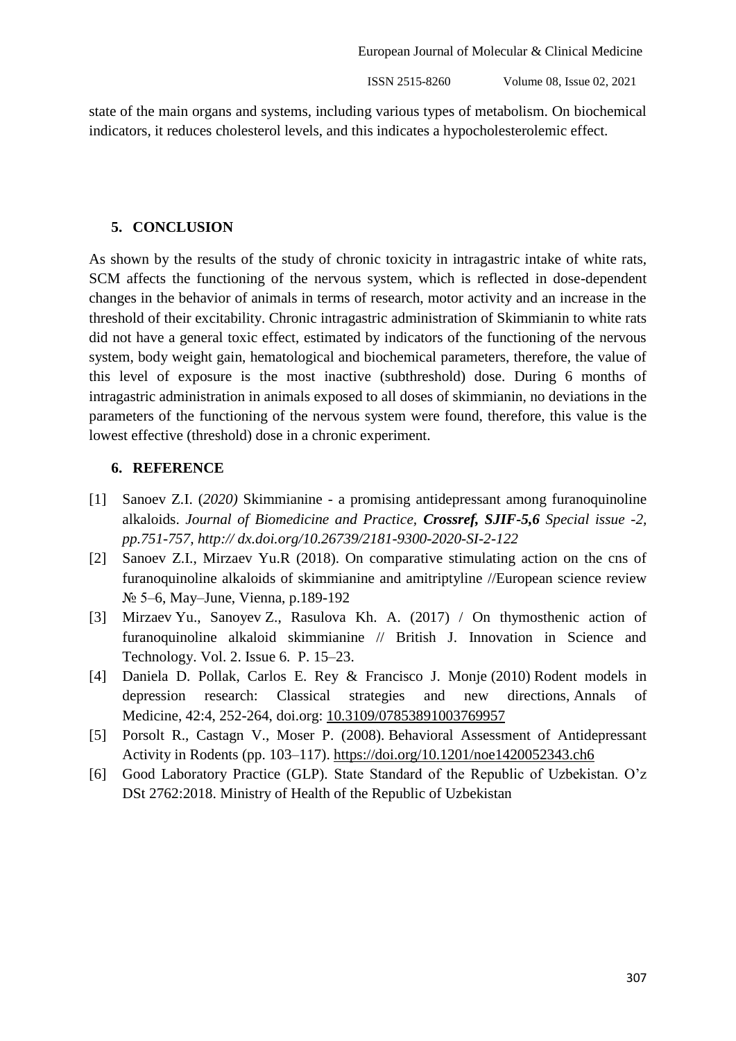state of the main organs and systems, including various types of metabolism. On biochemical indicators, it reduces cholesterol levels, and this indicates a hypocholesterolemic effect.

## 5. CONCLUSION

As shown by the results of the study of chronic toxicity in intragastric intake of white rats, SCM affects the functioning of the nervous system, which is reflected in dose-dependent changes in the behavior of animals in terms of research, motor activity and an increase in the threshold of their excitability. Chronic intragastric administration of Skimmianin to white rats did not have a general toxic effect, estimated by indicators of the functioning of the nervous system, body weight gain, hematological and biochemical parameters, therefore, the value of this level of exposure is the most inactive (subthreshold) dose. During 6 months of intragastric administration in animals exposed to all doses of skimmianin, no deviations in the parameters of the functioning of the nervous system were found, therefore, this value is the lowest effective (threshold) dose in a chronic experiment.

## 6. REFERENCE

[1] Sanoev Z.I. (*2020)* Skimmianine - a promising antidepressant among furanoquinoline alkaloids. *Journal of Biomedicine and Practice,* ***Crossref, SJIF-5,6*** *Special issue -2, pp.751-757, http:// dx.doi.org/10.26739/2181-9300-2020-SI-2-122*

[2] Sanoev Z.I., Mirzaev Yu.R (2018). On comparative stimulating action on the cns of furanoquinoline alkaloids of skimmianine and amitriptyline //European science review № 5–6, May–June, Vienna, p.189-192

[3] Mirzaev Yu., Sanoyev Z., Rasulova Kh. A. (2017) / On thymosthenic action of furanoquinoline alkaloid skimmianine // British J. Innovation in Science and Technology. Vol. 2. Issue 6. P. 15–23.

[4] Daniela D. Pollak, Carlos E. Rey & Francisco J. Monje (2010) Rodent models in depression research: Classical strategies and new directions, Annals of Medicine, 42:4, 252-264, doi.org: 10.3109/07853891003769957

[5] Porsolt R., Castagn V., Moser P. (2008). Behavioral Assessment of Antidepressant Activity in Rodents (pp. 103–117). https://doi.org/10.1201/noe1420052343.ch6

[6] Good Laboratory Practice (GLP). State Standard of the Republic of Uzbekistan. O'z DSt 2762:2018. Ministry of Health of the Republic of Uzbekistan